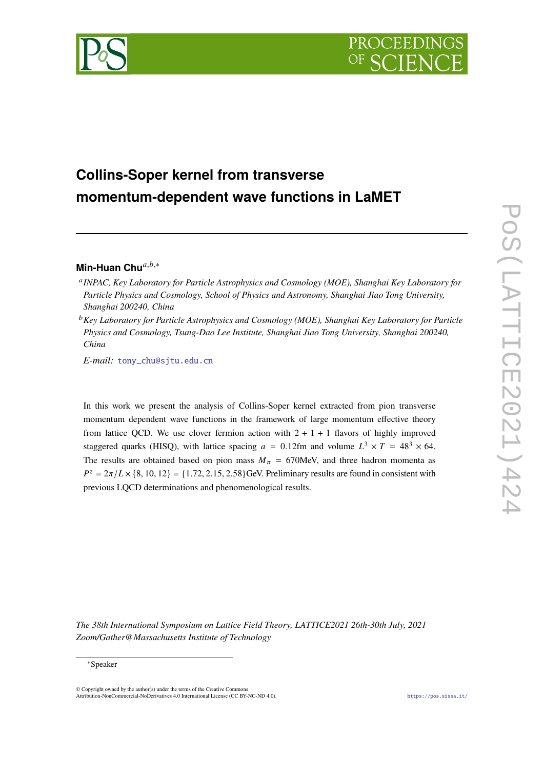# Collins-Soper kernel from transverse momentum-dependent wave functions in LaMET

**Min-Huan Chu**[a,b,*]

[a] *INPAC, Key Laboratory for Particle Astrophysics and Cosmology (MOE), Shanghai Key Laboratory for Particle Physics and Cosmology, School of Physics and Astronomy, Shanghai Jiao Tong University, Shanghai 200240, China*

[b] *Key Laboratory for Particle Astrophysics and Cosmology (MOE), Shanghai Key Laboratory for Particle Physics and Cosmology, Tsung-Dao Lee Institute, Shanghai Jiao Tong University, Shanghai 200240, China*

*E-mail:* tony_chu@sjtu.edu.cn

In this work we present the analysis of Collins-Soper kernel extracted from pion transverse momentum dependent wave functions in the framework of large momentum effective theory from lattice QCD. We use clover fermion action with 2 + 1 + 1 flavors of highly improved staggered quarks (HISQ), with lattice spacing $a = 0.12$fm and volume $L^3 \times T = 48^3 \times 64$. The results are obtained based on pion mass $M_\pi = 670$MeV, and three hadron momenta as $P^z = 2\pi/L \times \{8, 10, 12\} = \{1.72, 2.15, 2.58\}$GeV. Preliminary results are found in consistent with previous LQCD determinations and phenomenological results.

*The 38th International Symposium on Lattice Field Theory, LATTICE2021 26th-30th July, 2021*
*Zoom/Gather@Massachusetts Institute of Technology*

*Speaker

© Copyright owned by the author(s) under the terms of the Creative Commons Attribution-NonCommercial-NoDerivatives 4.0 International License (CC BY-NC-ND 4.0).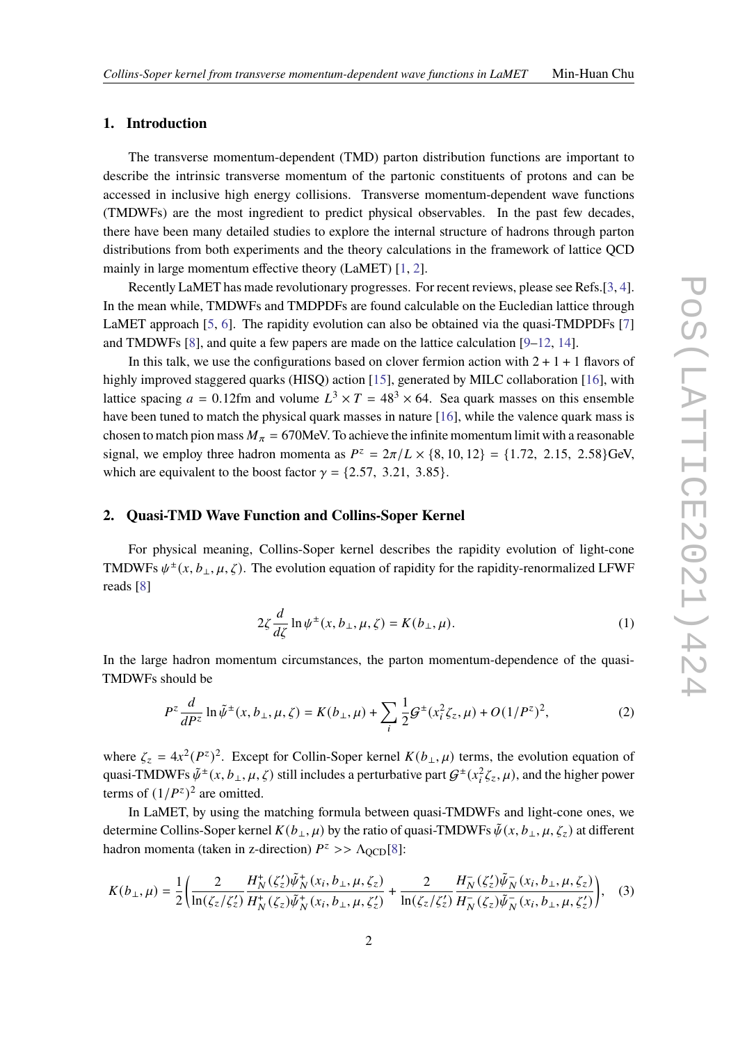## 1. Introduction

The transverse momentum-dependent (TMD) parton distribution functions are important to describe the intrinsic transverse momentum of the partonic constituents of protons and can be accessed in inclusive high energy collisions. Transverse momentum-dependent wave functions (TMDWFs) are the most ingredient to predict physical observables. In the past few decades, there have been many detailed studies to explore the internal structure of hadrons through parton distributions from both experiments and the theory calculations in the framework of lattice QCD mainly in large momentum effective theory (LaMET) [1, 2].

Recently LaMET has made revolutionary progresses. For recent reviews, please see Refs.[3, 4]. In the mean while, TMDWFs and TMDPDFs are found calculable on the Eucledian lattice through LaMET approach [5, 6]. The rapidity evolution can also be obtained via the quasi-TMDPDFs [7] and TMDWFs [8], and quite a few papers are made on the lattice calculation [9–12, 14].

In this talk, we use the configurations based on clover fermion action with $2+1+1$ flavors of highly improved staggered quarks (HISQ) action [15], generated by MILC collaboration [16], with lattice spacing $a = 0.12$fm and volume $L^3 \times T = 48^3 \times 64$. Sea quark masses on this ensemble have been tuned to match the physical quark masses in nature [16], while the valence quark mass is chosen to match pion mass $M_\pi = 670$MeV. To achieve the infinite momentum limit with a reasonable signal, we employ three hadron momenta as $P^z = 2\pi/L \times \{8, 10, 12\} = \{1.72,\ 2.15,\ 2.58\}$GeV, which are equivalent to the boost factor $\gamma = \{2.57,\ 3.21,\ 3.85\}$.

## 2. Quasi-TMD Wave Function and Collins-Soper Kernel

For physical meaning, Collins-Soper kernel describes the rapidity evolution of light-cone TMDWFs $\psi^{\pm}(x, b_\perp, \mu, \zeta)$. The evolution equation of rapidity for the rapidity-renormalized LFWF reads [8]

$$2\zeta \frac{d}{d\zeta} \ln \psi^{\pm}(x, b_\perp, \mu, \zeta) = K(b_\perp, \mu). \tag{1}$$

In the large hadron momentum circumstances, the parton momentum-dependence of the quasi-TMDWFs should be

$$P^z \frac{d}{dP^z} \ln \tilde{\psi}^{\pm}(x, b_\perp, \mu, \zeta) = K(b_\perp, \mu) + \sum_i \frac{1}{2} \mathcal{G}^{\pm}(x_i^2 \zeta_z, \mu) + O(1/P^z)^2, \tag{2}$$

where $\zeta_z = 4x^2(P^z)^2$. Except for Collin-Soper kernel $K(b_\perp, \mu)$ terms, the evolution equation of quasi-TMDWFs $\tilde{\psi}^{\pm}(x, b_\perp, \mu, \zeta)$ still includes a perturbative part $\mathcal{G}^{\pm}(x_i^2 \zeta_z, \mu)$, and the higher power terms of $(1/P^z)^2$ are omitted.

In LaMET, by using the matching formula between quasi-TMDWFs and light-cone ones, we determine Collins-Soper kernel $K(b_\perp, \mu)$ by the ratio of quasi-TMDWFs $\tilde{\psi}(x, b_\perp, \mu, \zeta_z)$ at different hadron momenta (taken in z-direction) $P^z >> \Lambda_{\rm QCD}$[8]:

$$K(b_\perp, \mu) = \frac{1}{2}\left( \frac{2}{\ln(\zeta_z/\zeta_z')} \frac{H_N^+(\zeta_z')\tilde{\psi}_N^+(x_i, b_\perp, \mu, \zeta_z)}{H_N^+(\zeta_z)\tilde{\psi}_N^+(x_i, b_\perp, \mu, \zeta_z')} + \frac{2}{\ln(\zeta_z/\zeta_z')} \frac{H_N^-(\zeta_z')\tilde{\psi}_N^-(x_i, b_\perp, \mu, \zeta_z)}{H_N^-(\zeta_z)\tilde{\psi}_N^-(x_i, b_\perp, \mu, \zeta_z')} \right), \tag{3}$$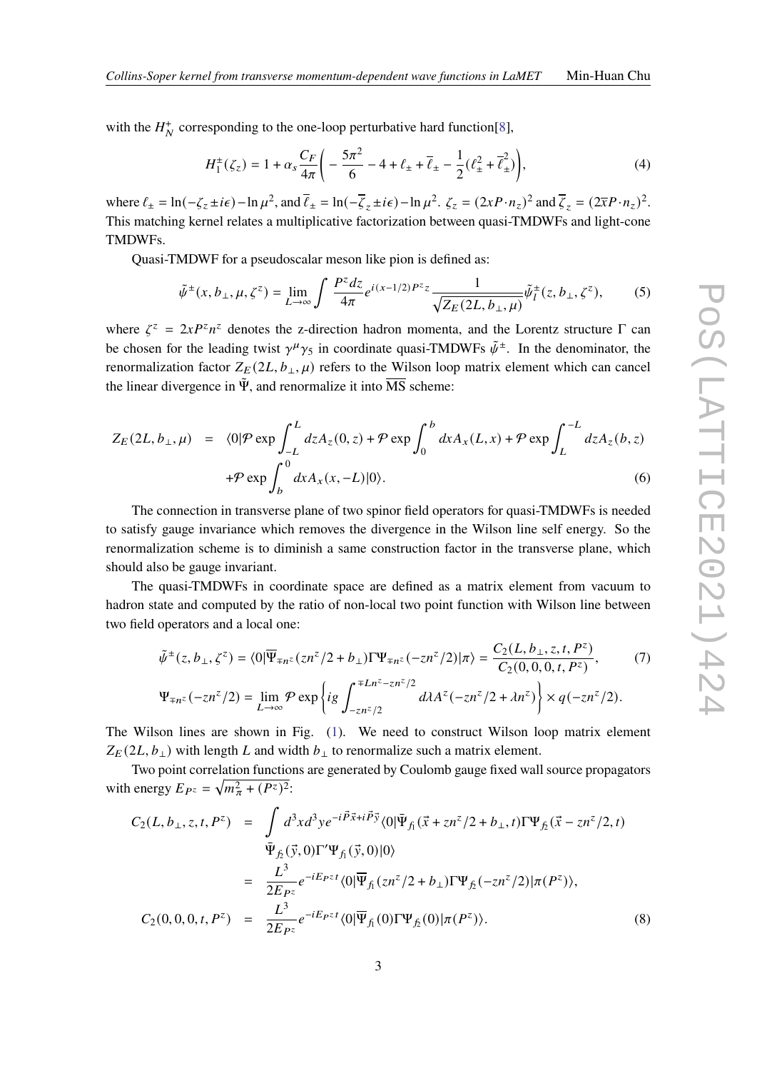with the $H_N^+$ corresponding to the one-loop perturbative hard function[8],

$$H_1^{\pm}(\zeta_z) = 1 + \alpha_s \frac{C_F}{4\pi}\left( -\frac{5\pi^2}{6} - 4 + \ell_{\pm} + \overline{\ell}_{\pm} - \frac{1}{2}(\ell_{\pm}^2 + \overline{\ell}_{\pm}^2) \right), \tag{4}$$

where $\ell_{\pm} = \ln(-\zeta_z \pm i\epsilon) - \ln \mu^2$, and $\overline{\ell}_{\pm} = \ln(-\overline{\zeta}_z \pm i\epsilon) - \ln \mu^2$. $\zeta_z = (2xP\cdot n_z)^2$ and $\overline{\zeta}_z = (2\overline{x}P\cdot n_z)^2$. This matching kernel relates a multiplicative factorization between quasi-TMDWFs and light-cone TMDWFs.

Quasi-TMDWF for a pseudoscalar meson like pion is defined as:

$$\tilde{\psi}^{\pm}(x, b_\perp, \mu, \zeta^z) = \lim_{L\to\infty} \int \frac{P^z dz}{4\pi} e^{i(x-1/2)P^z z} \frac{1}{\sqrt{Z_E(2L, b_\perp, \mu)}} \tilde{\psi}_l^{\pm}(z, b_\perp, \zeta^z), \tag{5}$$

where $\zeta^z = 2xP^z n^z$ denotes the z-direction hadron momenta, and the Lorentz structure $\Gamma$ can be chosen for the leading twist $\gamma^\mu\gamma_5$ in coordinate quasi-TMDWFs $\tilde{\psi}^{\pm}$. In the denominator, the renormalization factor $Z_E(2L, b_\perp, \mu)$ refers to the Wilson loop matrix element which can cancel the linear divergence in $\tilde{\Psi}$, and renormalize it into $\overline{\text{MS}}$ scheme:

$$\begin{aligned}
Z_E(2L, b_\perp, \mu) &= \langle 0|\mathcal{P}\exp\int_{-L}^{L} dz A_z(0,z) + \mathcal{P}\exp\int_0^b dx A_x(L,x) + \mathcal{P}\exp\int_L^{-L} dz A_z(b,z) \\
&\quad + \mathcal{P}\exp\int_b^0 dx A_x(x,-L)|0\rangle.
\end{aligned} \tag{6}$$

The connection in transverse plane of two spinor field operators for quasi-TMDWFs is needed to satisfy gauge invariance which removes the divergence in the Wilson line self energy. So the renormalization scheme is to diminish a same construction factor in the transverse plane, which should also be gauge invariant.

The quasi-TMDWFs in coordinate space are defined as a matrix element from vacuum to hadron state and computed by the ratio of non-local two point function with Wilson line between two field operators and a local one:

$$\begin{aligned}
\tilde{\psi}^{\pm}(z, b_\perp, \zeta^z) &= \langle 0|\overline{\Psi}_{\mp n^z}(zn^z/2 + b_\perp)\Gamma\Psi_{\mp n^z}(-zn^z/2)|\pi\rangle = \frac{C_2(L, b_\perp, z, t, P^z)}{C_2(0,0,0,t,P^z)}, \\
\Psi_{\mp n^z}(-zn^z/2) &= \lim_{L\to\infty}\mathcal{P}\exp\left\{ ig\int_{-zn^z/2}^{\mp Ln^z - zn^z/2} d\lambda A^z(-zn^z/2 + \lambda n^z) \right\} \times q(-zn^z/2).
\end{aligned} \tag{7}$$

The Wilson lines are shown in Fig. (1). We need to construct Wilson loop matrix element $Z_E(2L, b_\perp)$ with length $L$ and width $b_\perp$ to renormalize such a matrix element.

Two point correlation functions are generated by Coulomb gauge fixed wall source propagators with energy $E_{P^z} = \sqrt{m_\pi^2 + (P^z)^2}$:

$$\begin{aligned}
C_2(L, b_\perp, z, t, P^z) &= \int d^3x d^3y e^{-i\vec{P}\vec{x} + i\vec{P}\vec{y}} \langle 0|\bar{\Psi}_{f_1}(\vec{x} + zn^z/2 + b_\perp, t)\Gamma\Psi_{f_2}(\vec{x} - zn^z/2, t) \\
&\quad \bar{\Psi}_{f_2}(\vec{y}, 0)\Gamma'\Psi_{f_1}(\vec{y}, 0)|0\rangle \\
&= \frac{L^3}{2E_{P^z}} e^{-iE_{P^z}t} \langle 0|\overline{\Psi}_{f_1}(zn^z/2 + b_\perp)\Gamma\Psi_{f_2}(-zn^z/2)|\pi(P^z)\rangle, \\
C_2(0,0,0,t,P^z) &= \frac{L^3}{2E_{P^z}} e^{-iE_{P^z}t} \langle 0|\overline{\Psi}_{f_1}(0)\Gamma\Psi_{f_2}(0)|\pi(P^z)\rangle.
\end{aligned} \tag{8}$$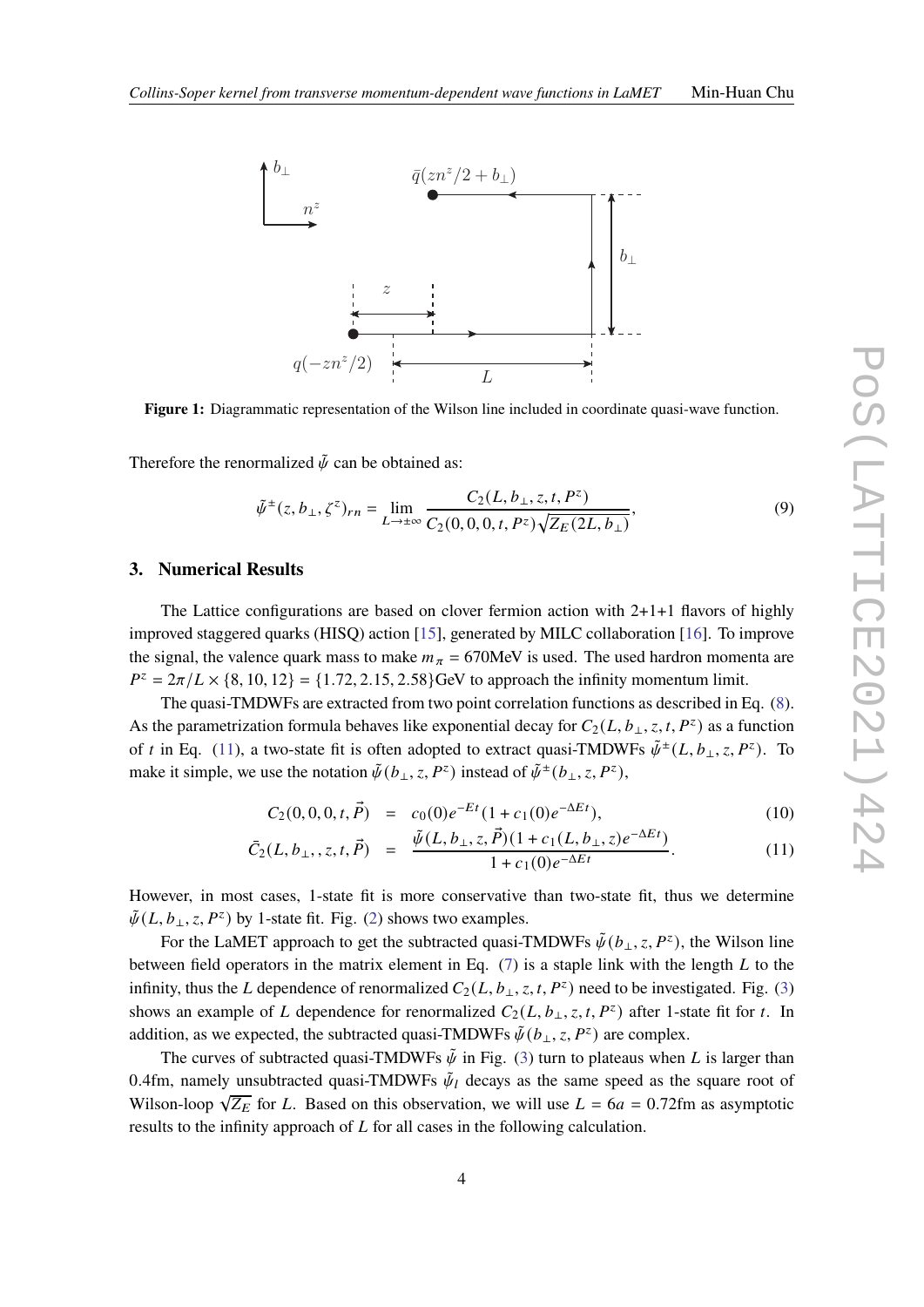**Figure 1:** Diagrammatic representation of the Wilson line included in coordinate quasi-wave function.

Therefore the renormalized $\tilde{\psi}$ can be obtained as:

$$\tilde{\psi}^{\pm}(z, b_{\perp}, \zeta^z)_{rn} = \lim_{L\to\pm\infty} \frac{C_2(L, b_{\perp}, z, t, P^z)}{C_2(0, 0, 0, t, P^z)\sqrt{Z_E(2L, b_{\perp})}}, \tag{9}$$

## 3. Numerical Results

The Lattice configurations are based on clover fermion action with 2+1+1 flavors of highly improved staggered quarks (HISQ) action [15], generated by MILC collaboration [16]. To improve the signal, the valence quark mass to make $m_\pi = 670$MeV is used. The used hardron momenta are $P^z = 2\pi/L \times \{8, 10, 12\} = \{1.72, 2.15, 2.58\}$GeV to approach the infinity momentum limit.

The quasi-TMDWFs are extracted from two point correlation functions as described in Eq. (8). As the parametrization formula behaves like exponential decay for $C_2(L, b_{\perp}, z, t, P^z)$ as a function of $t$ in Eq. (11), a two-state fit is often adopted to extract quasi-TMDWFs $\tilde{\psi}^{\pm}(L, b_{\perp}, z, P^z)$. To make it simple, we use the notation $\tilde{\psi}(b_{\perp}, z, P^z)$ instead of $\tilde{\psi}^{\pm}(b_{\perp}, z, P^z)$,

$$C_2(0, 0, 0, t, \vec{P}) = c_0(0)e^{-Et}(1 + c_1(0)e^{-\Delta Et}), \tag{10}$$

$$\bar{C}_2(L, b_{\perp}, , z, t, \vec{P}) = \frac{\tilde{\psi}(L, b_{\perp}, z, \vec{P})(1 + c_1(L, b_{\perp}, z)e^{-\Delta Et})}{1 + c_1(0)e^{-\Delta Et}}. \tag{11}$$

However, in most cases, 1-state fit is more conservative than two-state fit, thus we determine $\tilde{\psi}(L, b_{\perp}, z, P^z)$ by 1-state fit. Fig. (2) shows two examples.

For the LaMET approach to get the subtracted quasi-TMDWFs $\tilde{\psi}(b_{\perp}, z, P^z)$, the Wilson line between field operators in the matrix element in Eq. (7) is a staple link with the length $L$ to the infinity, thus the $L$ dependence of renormalized $C_2(L, b_{\perp}, z, t, P^z)$ need to be investigated. Fig. (3) shows an example of $L$ dependence for renormalized $C_2(L, b_{\perp}, z, t, P^z)$ after 1-state fit for $t$. In addition, as we expected, the subtracted quasi-TMDWFs $\tilde{\psi}(b_{\perp}, z, P^z)$ are complex.

The curves of subtracted quasi-TMDWFs $\tilde{\psi}$ in Fig. (3) turn to plateaus when $L$ is larger than 0.4fm, namely unsubtracted quasi-TMDWFs $\tilde{\psi}_l$ decays as the same speed as the square root of Wilson-loop $\sqrt{Z_E}$ for $L$. Based on this observation, we will use $L = 6a = 0.72$fm as asymptotic results to the infinity approach of $L$ for all cases in the following calculation.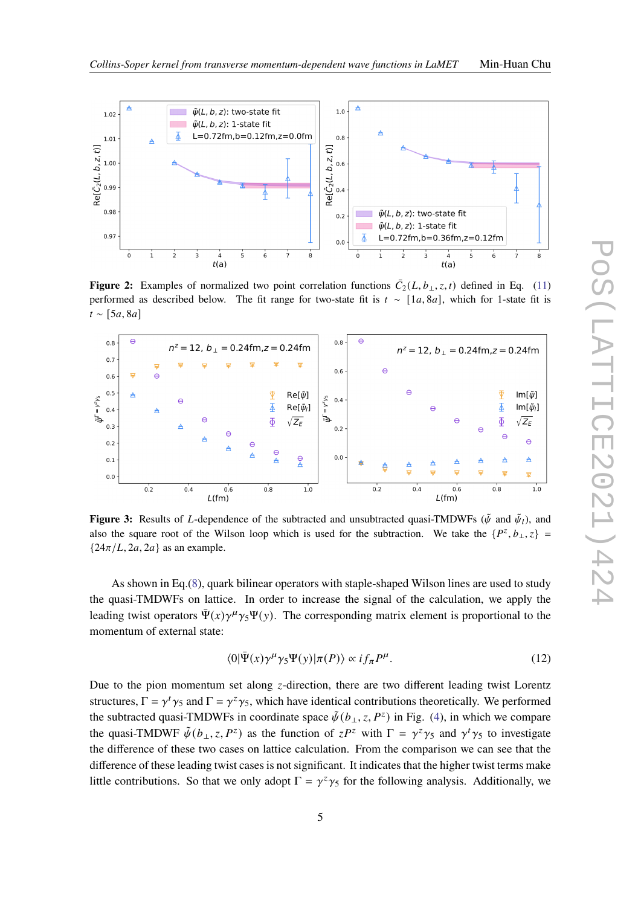**Figure 2:** Examples of normalized two point correlation functions $\bar{C}_2(L, b_\perp, z, t)$ defined in Eq. (11) performed as described below. The fit range for two-state fit is $t \sim [1a, 8a]$, which for 1-state fit is $t \sim [5a, 8a]$

**Figure 3:** Results of $L$-dependence of the subtracted and unsubtracted quasi-TMDWFs ($\tilde{\psi}$ and $\tilde{\psi}_l$), and also the square root of the Wilson loop which is used for the subtraction. We take the $\{P^z, b_\perp, z\} = \{24\pi/L, 2a, 2a\}$ as an example.

As shown in Eq.(8), quark bilinear operators with staple-shaped Wilson lines are used to study the quasi-TMDWFs on lattice. In order to increase the signal of the calculation, we apply the leading twist operators $\bar{\Psi}(x)\gamma^\mu\gamma_5\Psi(y)$. The corresponding matrix element is proportional to the momentum of external state:

$$\langle 0|\bar{\Psi}(x)\gamma^\mu\gamma_5\Psi(y)|\pi(P)\rangle \propto i f_\pi P^\mu. \tag{12}$$

Due to the pion momentum set along $z$-direction, there are two different leading twist Lorentz structures, $\Gamma = \gamma^t\gamma_5$ and $\Gamma = \gamma^z\gamma_5$, which have identical contributions theoretically. We performed the subtracted quasi-TMDWFs in coordinate space $\tilde{\psi}(b_\perp, z, P^z)$ in Fig. (4), in which we compare the quasi-TMDWF $\tilde{\psi}(b_\perp, z, P^z)$ as the function of $zP^z$ with $\Gamma = \gamma^z\gamma_5$ and $\gamma^t\gamma_5$ to investigate the difference of these two cases on lattice calculation. From the comparison we can see that the difference of these leading twist cases is not significant. It indicates that the higher twist terms make little contributions. So that we only adopt $\Gamma = \gamma^z\gamma_5$ for the following analysis. Additionally, we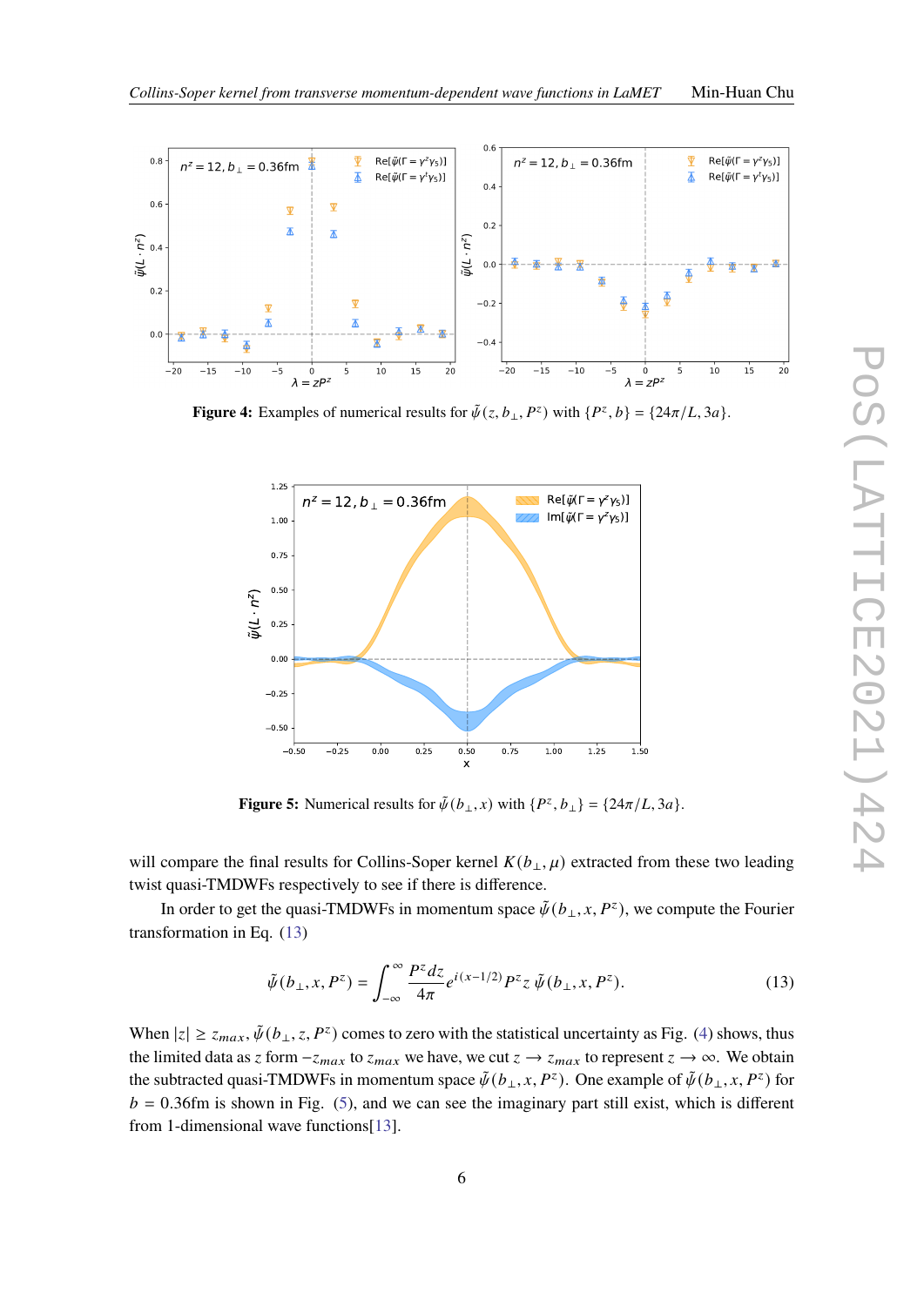**Figure 4:** Examples of numerical results for $\tilde{\psi}(z, b_\perp, P^z)$ with $\{P^z, b\} = \{24\pi/L, 3a\}$.

**Figure 5:** Numerical results for $\tilde{\psi}(b_\perp, x)$ with $\{P^z, b_\perp\} = \{24\pi/L, 3a\}$.

will compare the final results for Collins-Soper kernel $K(b_\perp, \mu)$ extracted from these two leading twist quasi-TMDWFs respectively to see if there is difference.

In order to get the quasi-TMDWFs in momentum space $\tilde{\psi}(b_\perp, x, P^z)$, we compute the Fourier transformation in Eq. (13)

$$\tilde{\psi}(b_\perp, x, P^z) = \int_{-\infty}^{\infty} \frac{P^z dz}{4\pi} e^{i(x-1/2)P^z z}\, \tilde{\psi}(b_\perp, x, P^z). \tag{13}$$

When $|z| \geq z_{max}$, $\tilde{\psi}(b_\perp, z, P^z)$ comes to zero with the statistical uncertainty as Fig. (4) shows, thus the limited data as $z$ form $-z_{max}$ to $z_{max}$ we have, we cut $z \to z_{max}$ to represent $z \to \infty$. We obtain the subtracted quasi-TMDWFs in momentum space $\tilde{\psi}(b_\perp, x, P^z)$. One example of $\tilde{\psi}(b_\perp, x, P^z)$ for $b = 0.36$fm is shown in Fig. (5), and we can see the imaginary part still exist, which is different from 1-dimensional wave functions[13].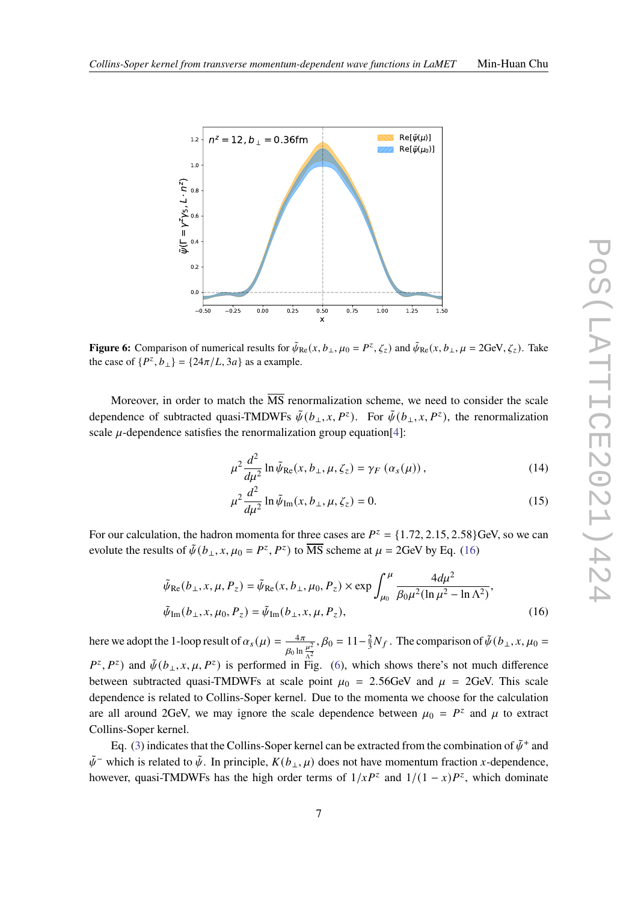**Figure 6:** Comparison of numerical results for $\tilde{\psi}_{\rm Re}(x, b_\perp, \mu_0 = P^z, \zeta_z)$ and $\tilde{\psi}_{\rm Re}(x, b_\perp, \mu = 2\text{GeV}, \zeta_z)$. Take the case of $\{P^z, b_\perp\} = \{24\pi/L, 3a\}$ as a example.

Moreover, in order to match the $\overline{\rm MS}$ renormalization scheme, we need to consider the scale dependence of subtracted quasi-TMDWFs $\tilde{\psi}(b_\perp, x, P^z)$. For $\tilde{\psi}(b_\perp, x, P^z)$, the renormalization scale $\mu$-dependence satisfies the renormalization group equation[4]:

$$
\mu^2 \frac{d^2}{d\mu^2} \ln \tilde{\psi}_{\rm Re}(x, b_\perp, \mu, \zeta_z) = \gamma_F\left(\alpha_s(\mu)\right), \tag{14}
$$

$$
\mu^2 \frac{d^2}{d\mu^2} \ln \tilde{\psi}_{\rm Im}(x, b_\perp, \mu, \zeta_z) = 0. \tag{15}
$$

For our calculation, the hadron momenta for three cases are $P^z = \{1.72, 2.15, 2.58\}$GeV, so we can evolute the results of $\tilde{\psi}(b_\perp, x, \mu_0 = P^z, P^z)$ to $\overline{\rm MS}$ scheme at $\mu = 2$GeV by Eq. (16)

$$
\begin{aligned}
&\tilde{\psi}_{\rm Re}(b_\perp, x, \mu, P_z) = \tilde{\psi}_{\rm Re}(x, b_\perp, \mu_0, P_z) \times \exp \int_{\mu_0}^{\mu} \frac{4 d\mu^2}{\beta_0 \mu^2 (\ln \mu^2 - \ln \Lambda^2)}, \\
&\tilde{\psi}_{\rm Im}(b_\perp, x, \mu_0, P_z) = \tilde{\psi}_{\rm Im}(b_\perp, x, \mu, P_z),
\end{aligned} \tag{16}
$$

here we adopt the 1-loop result of $\alpha_s(\mu) = \frac{4\pi}{\beta_0 \ln \frac{\mu^2}{\Lambda^2}}, \beta_0 = 11 - \frac{2}{3} N_f$. The comparison of $\tilde{\psi}(b_\perp, x, \mu_0 = P^z, P^z)$ and $\tilde{\psi}(b_\perp, x, \mu, P^z)$ is performed in Fig. (6), which shows there's not much difference between subtracted quasi-TMDWFs at scale point $\mu_0 = 2.56$GeV and $\mu = 2$GeV. This scale dependence is related to Collins-Soper kernel. Due to the momenta we choose for the calculation are all around 2GeV, we may ignore the scale dependence between $\mu_0 = P^z$ and $\mu$ to extract Collins-Soper kernel.

Eq. (3) indicates that the Collins-Soper kernel can be extracted from the combination of $\tilde{\psi}^+$ and $\tilde{\psi}^-$ which is related to $\tilde{\psi}$. In principle, $K(b_\perp, \mu)$ does not have momentum fraction $x$-dependence, however, quasi-TMDWFs has the high order terms of $1/xP^z$ and $1/(1-x)P^z$, which dominate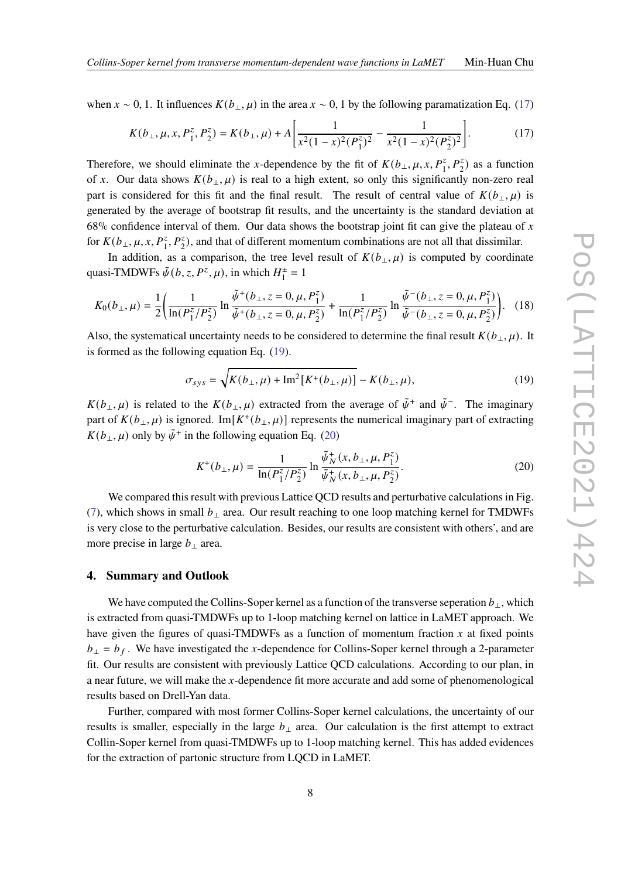when $x \sim 0, 1$. It influences $K(b_\perp, \mu)$ in the area $x \sim 0, 1$ by the following paramatization Eq. (17)

$$K(b_\perp, \mu, x, P_1^z, P_2^z) = K(b_\perp, \mu) + A\left[\frac{1}{x^2(1-x)^2(P_1^z)^2} - \frac{1}{x^2(1-x)^2(P_2^z)^2}\right]. \tag{17}$$

Therefore, we should eliminate the $x$-dependence by the fit of $K(b_\perp, \mu, x, P_1^z, P_2^z)$ as a function of $x$. Our data shows $K(b_\perp, \mu)$ is real to a high extent, so only this significantly non-zero real part is considered for this fit and the final result. The result of central value of $K(b_\perp, \mu)$ is generated by the average of bootstrap fit results, and the uncertainty is the standard deviation at 68% confidence interval of them. Our data shows the bootstrap joint fit can give the plateau of $x$ for $K(b_\perp, \mu, x, P_1^z, P_2^z)$, and that of different momentum combinations are not all that dissimilar.

In addition, as a comparison, the tree level result of $K(b_\perp, \mu)$ is computed by coordinate quasi-TMDWFs $\tilde{\psi}(b, z, P^z, \mu)$, in which $H_1^\pm = 1$

$$K_0(b_\perp, \mu) = \frac{1}{2}\left(\frac{1}{\ln(P_1^z/P_2^z)} \ln \frac{\tilde{\psi}^+(b_\perp, z=0, \mu, P_1^z)}{\tilde{\psi}^+(b_\perp, z=0, \mu, P_2^z)} + \frac{1}{\ln(P_1^z/P_2^z)} \ln \frac{\tilde{\psi}^-(b_\perp, z=0, \mu, P_1^z)}{\tilde{\psi}^-(b_\perp, z=0, \mu, P_2^z)}\right). \tag{18}$$

Also, the systematical uncertainty needs to be considered to determine the final result $K(b_\perp, \mu)$. It is formed as the following equation Eq. (19).

$$\sigma_{sys} = \sqrt{K(b_\perp, \mu) + \text{Im}^2[K^+(b_\perp, \mu)]} - K(b_\perp, \mu), \tag{19}$$

$K(b_\perp, \mu)$ is related to the $K(b_\perp, \mu)$ extracted from the average of $\tilde{\psi}^+$ and $\tilde{\psi}^-$. The imaginary part of $K(b_\perp, \mu)$ is ignored. $\text{Im}[K^+(b_\perp, \mu)]$ represents the numerical imaginary part of extracting $K(b_\perp, \mu)$ only by $\tilde{\psi}^+$ in the following equation Eq. (20)

$$K^+(b_\perp, \mu) = \frac{1}{\ln(P_1^z/P_2^z)} \ln \frac{\tilde{\psi}_N^+(x, b_\perp, \mu, P_1^z)}{\tilde{\psi}_N^+(x, b_\perp, \mu, P_2^z)}. \tag{20}$$

We compared this result with previous Lattice QCD results and perturbative calculations in Fig. (7), which shows in small $b_\perp$ area. Our result reaching to one loop matching kernel for TMDWFs is very close to the perturbative calculation. Besides, our results are consistent with others', and are more precise in large $b_\perp$ area.

## 4. Summary and Outlook

We have computed the Collins-Soper kernel as a function of the transverse seperation $b_\perp$, which is extracted from quasi-TMDWFs up to 1-loop matching kernel on lattice in LaMET approach. We have given the figures of quasi-TMDWFs as a function of momentum fraction $x$ at fixed points $b_\perp = b_f$. We have investigated the $x$-dependence for Collins-Soper kernel through a 2-parameter fit. Our results are consistent with previously Lattice QCD calculations. According to our plan, in a near future, we will make the $x$-dependence fit more accurate and add some of phenomenological results based on Drell-Yan data.

Further, compared with most former Collins-Soper kernel calculations, the uncertainty of our results is smaller, especially in the large $b_\perp$ area. Our calculation is the first attempt to extract Collin-Soper kernel from quasi-TMDWFs up to 1-loop matching kernel. This has added evidences for the extraction of partonic structure from LQCD in LaMET.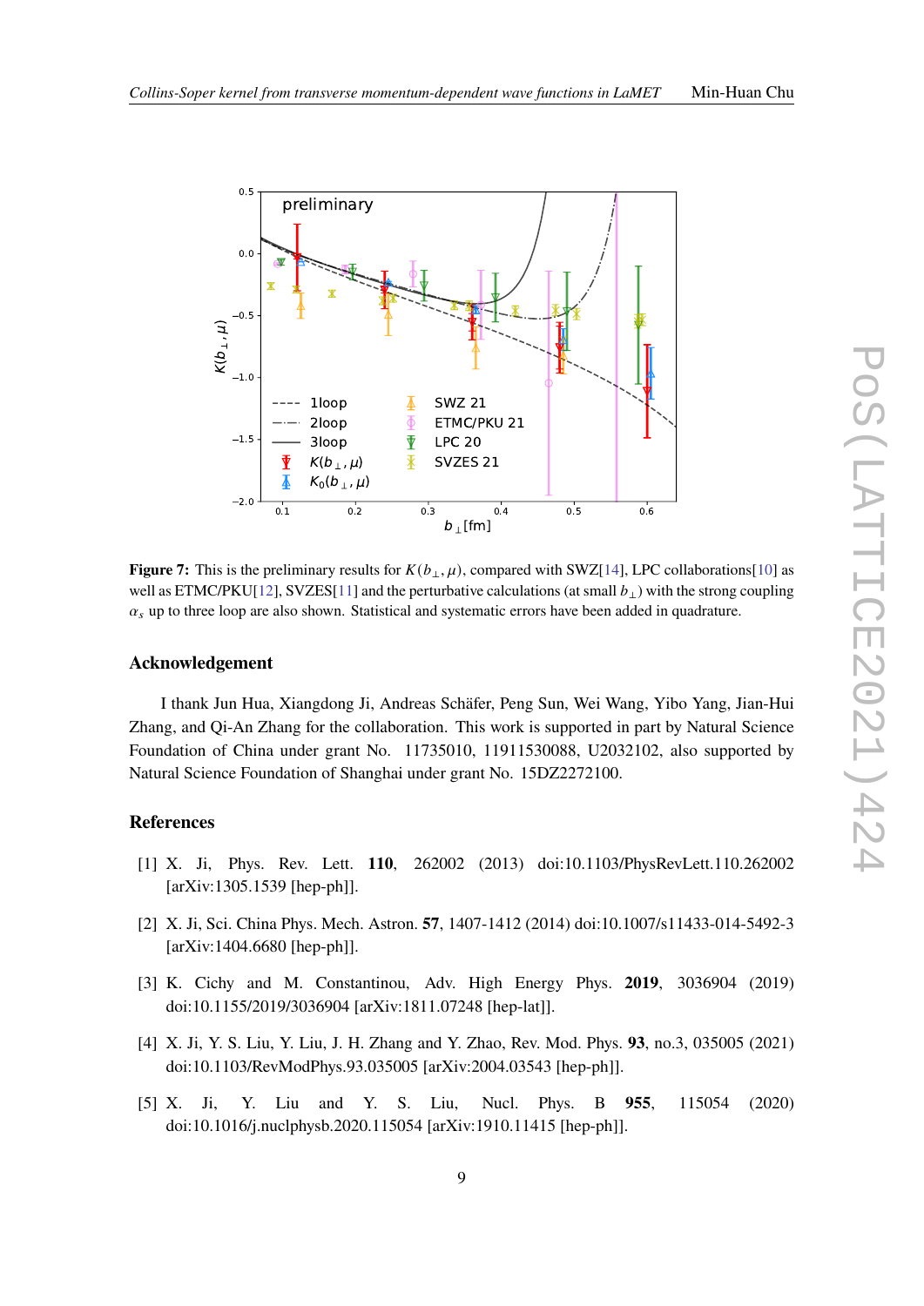**Figure 7:** This is the preliminary results for $K(b_\perp, \mu)$, compared with SWZ[14], LPC collaborations[10] as well as ETMC/PKU[12], SVZES[11] and the perturbative calculations (at small $b_\perp$) with the strong coupling $\alpha_s$ up to three loop are also shown. Statistical and systematic errors have been added in quadrature.

## Acknowledgement

I thank Jun Hua, Xiangdong Ji, Andreas Schäfer, Peng Sun, Wei Wang, Yibo Yang, Jian-Hui Zhang, and Qi-An Zhang for the collaboration. This work is supported in part by Natural Science Foundation of China under grant No. 11735010, 11911530088, U2032102, also supported by Natural Science Foundation of Shanghai under grant No. 15DZ2272100.

## References

[1] X. Ji, Phys. Rev. Lett. **110**, 262002 (2013) doi:10.1103/PhysRevLett.110.262002 [arXiv:1305.1539 [hep-ph]].

[2] X. Ji, Sci. China Phys. Mech. Astron. **57**, 1407-1412 (2014) doi:10.1007/s11433-014-5492-3 [arXiv:1404.6680 [hep-ph]].

[3] K. Cichy and M. Constantinou, Adv. High Energy Phys. **2019**, 3036904 (2019) doi:10.1155/2019/3036904 [arXiv:1811.07248 [hep-lat]].

[4] X. Ji, Y. S. Liu, Y. Liu, J. H. Zhang and Y. Zhao, Rev. Mod. Phys. **93**, no.3, 035005 (2021) doi:10.1103/RevModPhys.93.035005 [arXiv:2004.03543 [hep-ph]].

[5] X. Ji, Y. Liu and Y. S. Liu, Nucl. Phys. B **955**, 115054 (2020) doi:10.1016/j.nuclphysb.2020.115054 [arXiv:1910.11415 [hep-ph]].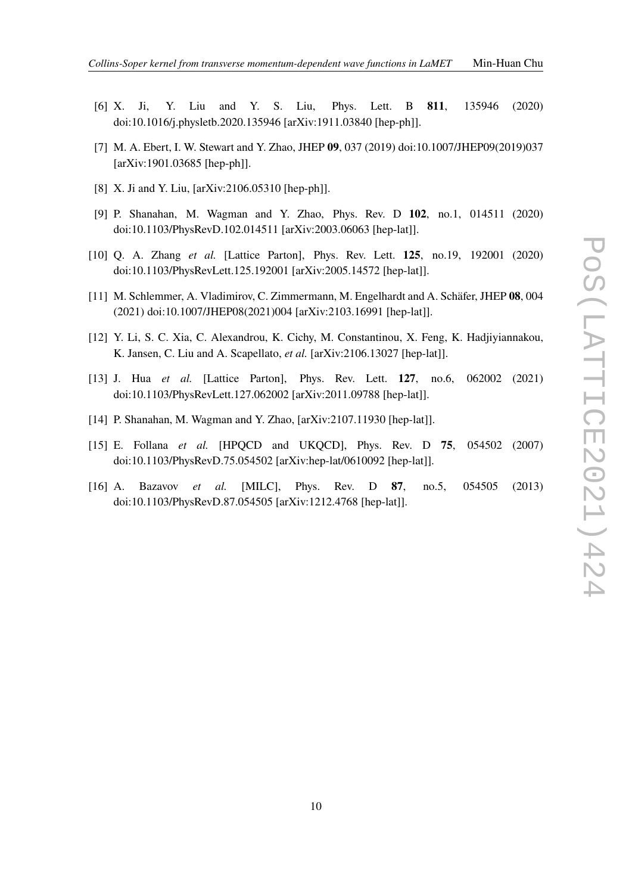[6] X. Ji, Y. Liu and Y. S. Liu, Phys. Lett. B **811**, 135946 (2020) doi:10.1016/j.physletb.2020.135946 [arXiv:1911.03840 [hep-ph]].

[7] M. A. Ebert, I. W. Stewart and Y. Zhao, JHEP **09**, 037 (2019) doi:10.1007/JHEP09(2019)037 [arXiv:1901.03685 [hep-ph]].

[8] X. Ji and Y. Liu, [arXiv:2106.05310 [hep-ph]].

[9] P. Shanahan, M. Wagman and Y. Zhao, Phys. Rev. D **102**, no.1, 014511 (2020) doi:10.1103/PhysRevD.102.014511 [arXiv:2003.06063 [hep-lat]].

[10] Q. A. Zhang *et al.* [Lattice Parton], Phys. Rev. Lett. **125**, no.19, 192001 (2020) doi:10.1103/PhysRevLett.125.192001 [arXiv:2005.14572 [hep-lat]].

[11] M. Schlemmer, A. Vladimirov, C. Zimmermann, M. Engelhardt and A. Schäfer, JHEP **08**, 004 (2021) doi:10.1007/JHEP08(2021)004 [arXiv:2103.16991 [hep-lat]].

[12] Y. Li, S. C. Xia, C. Alexandrou, K. Cichy, M. Constantinou, X. Feng, K. Hadjiyiannakou, K. Jansen, C. Liu and A. Scapellato, *et al.* [arXiv:2106.13027 [hep-lat]].

[13] J. Hua *et al.* [Lattice Parton], Phys. Rev. Lett. **127**, no.6, 062002 (2021) doi:10.1103/PhysRevLett.127.062002 [arXiv:2011.09788 [hep-lat]].

[14] P. Shanahan, M. Wagman and Y. Zhao, [arXiv:2107.11930 [hep-lat]].

[15] E. Follana *et al.* [HPQCD and UKQCD], Phys. Rev. D **75**, 054502 (2007) doi:10.1103/PhysRevD.75.054502 [arXiv:hep-lat/0610092 [hep-lat]].

[16] A. Bazavov *et al.* [MILC], Phys. Rev. D **87**, no.5, 054505 (2013) doi:10.1103/PhysRevD.87.054505 [arXiv:1212.4768 [hep-lat]].